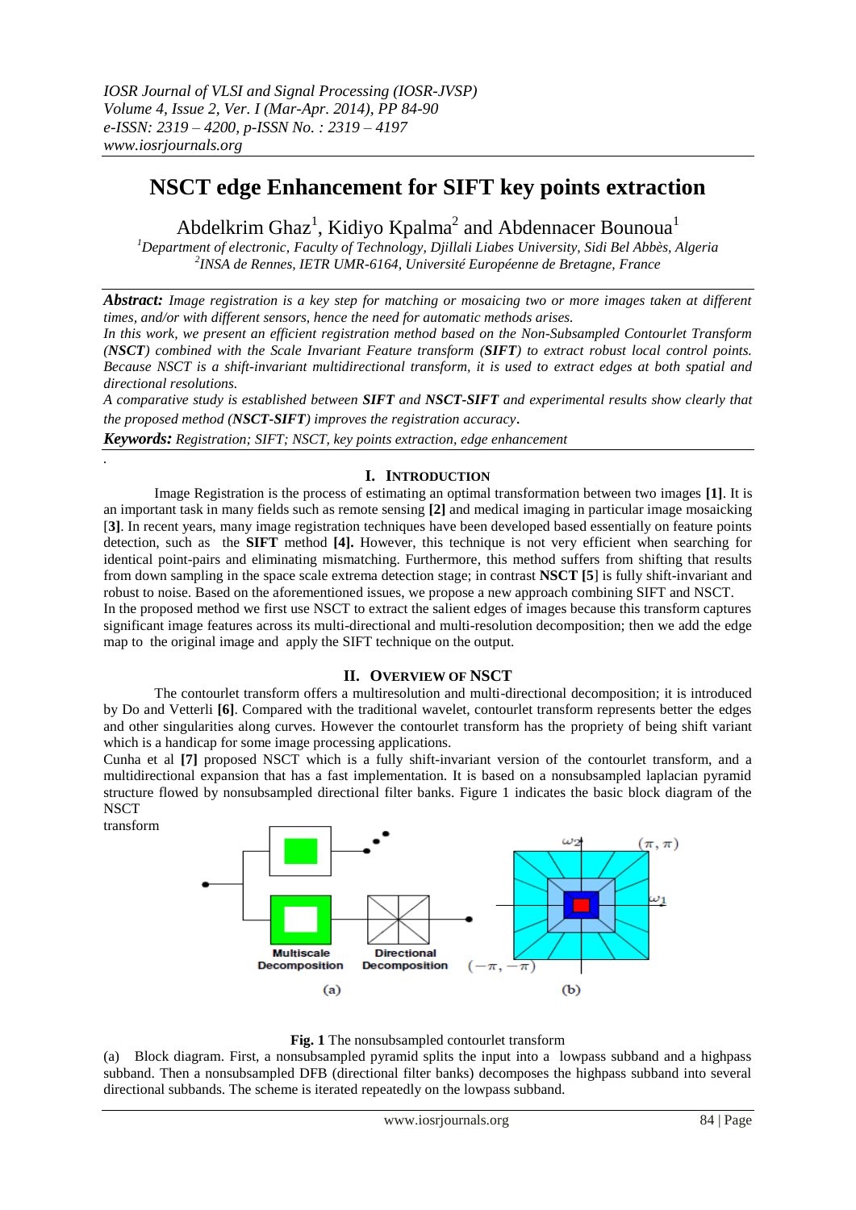# NSCT edge Enhancement for SIFT key points extraction

Abdelkrim Ghaz[1], Kidiyo Kpalma[2] and Abdennacer Bounoua[1]

[1]Department of electronic, Faculty of Technology, Djillali Liabes University, Sidi Bel Abbès, Algeria
[2]INSA de Rennes, IETR UMR-6164, Université Européenne de Bretagne, France

***Abstract:*** *Image registration is a key step for matching or mosaicing two or more images taken at different times, and/or with different sensors, hence the need for automatic methods arises.*

*In this work, we present an efficient registration method based on the Non-Subsampled Contourlet Transform (**NSCT**) combined with the Scale Invariant Feature transform (**SIFT**) to extract robust local control points. Because NSCT is a shift-invariant multidirectional transform, it is used to extract edges at both spatial and directional resolutions.*

*A comparative study is established between **SIFT** and **NSCT-SIFT** and experimental results show clearly that the proposed method (**NSCT-SIFT**) improves the registration accuracy*.

***Keywords:*** *Registration; SIFT; NSCT, key points extraction, edge enhancement*

## I. Introduction

Image Registration is the process of estimating an optimal transformation between two images **[1]**. It is an important task in many fields such as remote sensing **[2]** and medical imaging in particular image mosaicking [**3**]. In recent years, many image registration techniques have been developed based essentially on feature points detection, such as the **SIFT** method **[4].** However, this technique is not very efficient when searching for identical point-pairs and eliminating mismatching. Furthermore, this method suffers from shifting that results from down sampling in the space scale extrema detection stage; in contrast **NSCT [5**] is fully shift-invariant and robust to noise. Based on the aforementioned issues, we propose a new approach combining SIFT and NSCT.

In the proposed method we first use NSCT to extract the salient edges of images because this transform captures significant image features across its multi-directional and multi-resolution decomposition; then we add the edge map to the original image and apply the SIFT technique on the output.

## II. Overview of NSCT

The contourlet transform offers a multiresolution and multi-directional decomposition; it is introduced by Do and Vetterli **[6]**. Compared with the traditional wavelet, contourlet transform represents better the edges and other singularities along curves. However the contourlet transform has the propriety of being shift variant which is a handicap for some image processing applications.

Cunha et al **[7]** proposed NSCT which is a fully shift-invariant version of the contourlet transform, and a multidirectional expansion that has a fast implementation. It is based on a nonsubsampled laplacian pyramid structure flowed by nonsubsampled directional filter banks. Figure 1 indicates the basic block diagram of the NSCT transform

**Fig. 1** The nonsubsampled contourlet transform

(a) Block diagram. First, a nonsubsampled pyramid splits the input into a lowpass subband and a highpass subband. Then a nonsubsampled DFB (directional filter banks) decomposes the highpass subband into several directional subbands. The scheme is iterated repeatedly on the lowpass subband.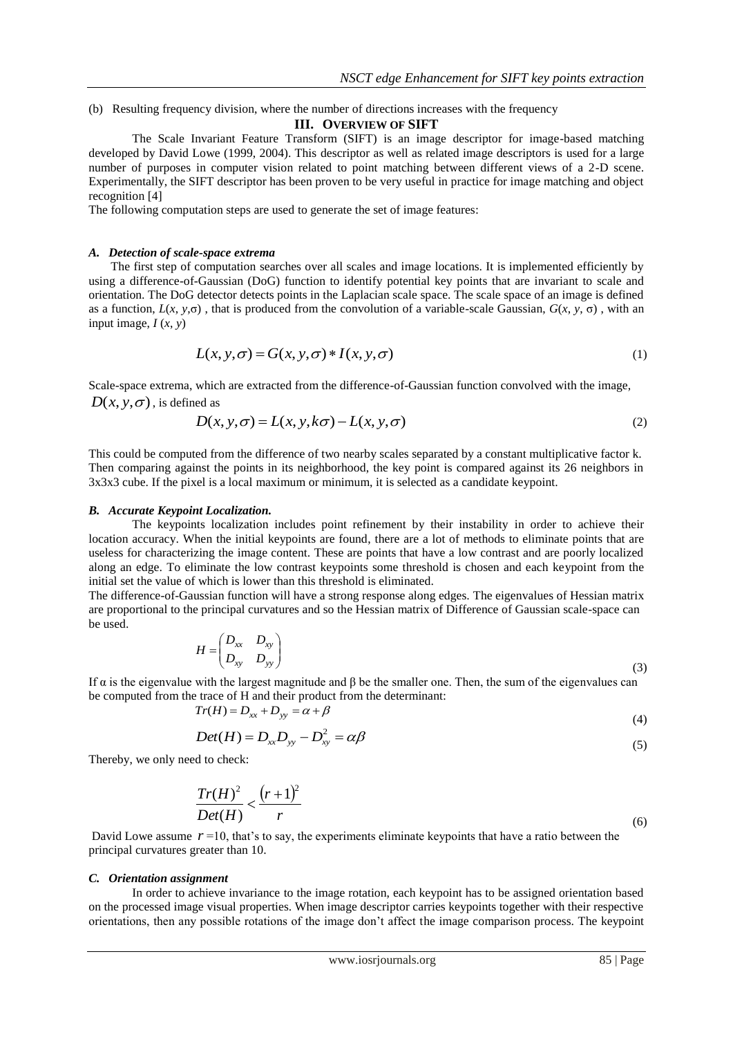(b) Resulting frequency division, where the number of directions increases with the frequency

## III. Overview of SIFT

The Scale Invariant Feature Transform (SIFT) is an image descriptor for image-based matching developed by David Lowe (1999, 2004). This descriptor as well as related image descriptors is used for a large number of purposes in computer vision related to point matching between different views of a 2-D scene. Experimentally, the SIFT descriptor has been proven to be very useful in practice for image matching and object recognition [4]

The following computation steps are used to generate the set of image features:

### *A. Detection of scale-space extrema*

The first step of computation searches over all scales and image locations. It is implemented efficiently by using a difference-of-Gaussian (DoG) function to identify potential key points that are invariant to scale and orientation. The DoG detector detects points in the Laplacian scale space. The scale space of an image is defined as a function, $L(x, y, \sigma)$ , that is produced from the convolution of a variable-scale Gaussian, $G(x, y, \sigma)$ , with an input image, $I(x, y)$

$$L(x, y, \sigma) = G(x, y, \sigma) * I(x, y, \sigma) \tag{1}$$

Scale-space extrema, which are extracted from the difference-of-Gaussian function convolved with the image, $D(x, y, \sigma)$ , is defined as

$$D(x, y, \sigma) = L(x, y, k\sigma) - L(x, y, \sigma) \tag{2}$$

This could be computed from the difference of two nearby scales separated by a constant multiplicative factor k. Then comparing against the points in its neighborhood, the key point is compared against its 26 neighbors in 3x3x3 cube. If the pixel is a local maximum or minimum, it is selected as a candidate keypoint.

### *B. Accurate Keypoint Localization.*

The keypoints localization includes point refinement by their instability in order to achieve their location accuracy. When the initial keypoints are found, there are a lot of methods to eliminate points that are useless for characterizing the image content. These are points that have a low contrast and are poorly localized along an edge. To eliminate the low contrast keypoints some threshold is chosen and each keypoint from the initial set the value of which is lower than this threshold is eliminated.

The difference-of-Gaussian function will have a strong response along edges. The eigenvalues of Hessian matrix are proportional to the principal curvatures and so the Hessian matrix of Difference of Gaussian scale-space can be used.

$$H = \begin{pmatrix} D_{xx} & D_{xy} \\ D_{xy} & D_{yy} \end{pmatrix} \tag{3}$$

If $\alpha$ is the eigenvalue with the largest magnitude and $\beta$ be the smaller one. Then, the sum of the eigenvalues can be computed from the trace of H and their product from the determinant:

$$Tr(H) = D_{xx} + D_{yy} = \alpha + \beta \tag{4}$$

$$Det(H) = D_{xx} D_{yy} - D_{xy}^2 = \alpha\beta \tag{5}$$

Thereby, we only need to check:

$$\frac{Tr(H)^2}{Det(H)} < \frac{(r+1)^2}{r} \tag{6}$$

David Lowe assume $r$ =10, that's to say, the experiments eliminate keypoints that have a ratio between the principal curvatures greater than 10.

### *C. Orientation assignment*

In order to achieve invariance to the image rotation, each keypoint has to be assigned orientation based on the processed image visual properties. When image descriptor carries keypoints together with their respective orientations, then any possible rotations of the image don't affect the image comparison process. The keypoint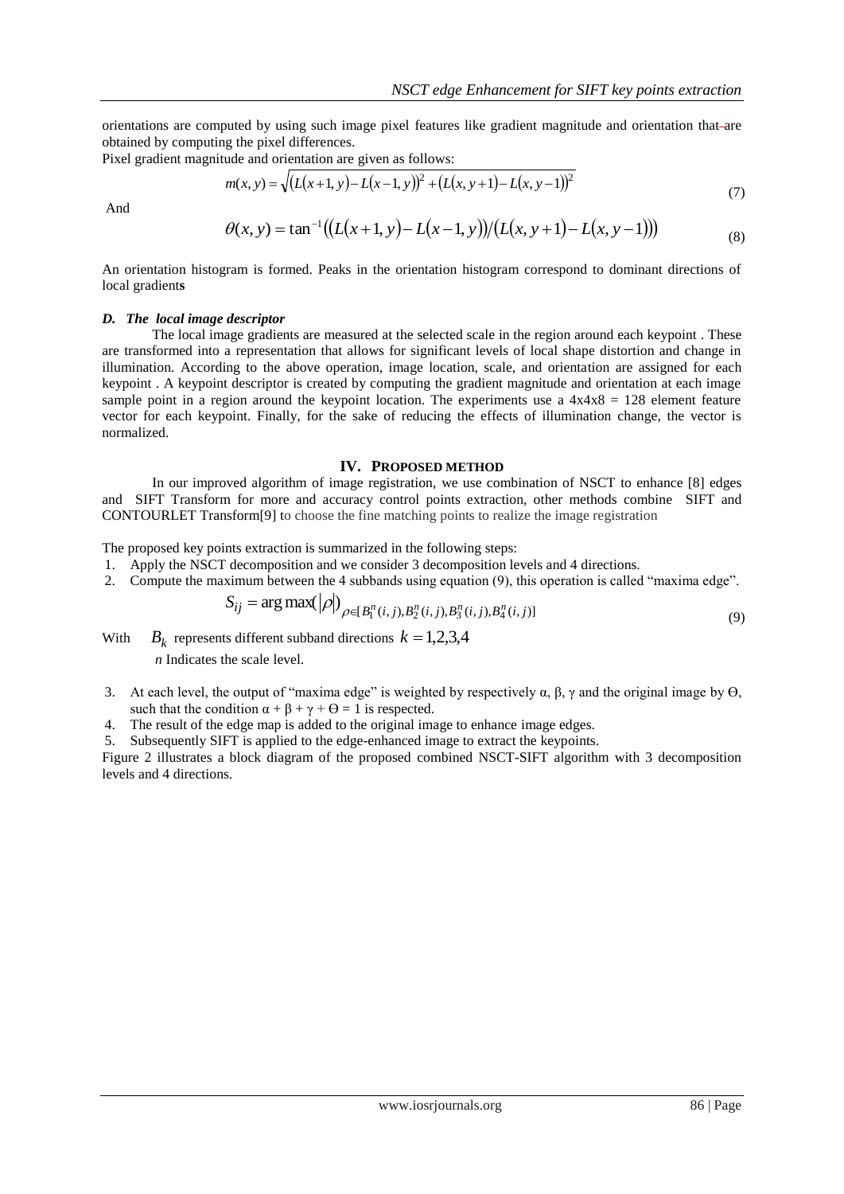orientations are computed by using such image pixel features like gradient magnitude and orientation that are obtained by computing the pixel differences.

Pixel gradient magnitude and orientation are given as follows:

$$m(x,y) = \sqrt{\left(L(x+1,y) - L(x-1,y)\right)^2 + \left(L(x,y+1) - L(x,y-1)\right)^2} \tag{7}$$

And

$$\theta(x,y) = \tan^{-1}\left(\left(L(x+1,y) - L(x-1,y)\right) / \left(L(x,y+1) - L(x,y-1)\right)\right) \tag{8}$$

An orientation histogram is formed. Peaks in the orientation histogram correspond to dominant directions of local gradient**s**

### *D. The local image descriptor*

The local image gradients are measured at the selected scale in the region around each keypoint . These are transformed into a representation that allows for significant levels of local shape distortion and change in illumination. According to the above operation, image location, scale, and orientation are assigned for each keypoint . A keypoint descriptor is created by computing the gradient magnitude and orientation at each image sample point in a region around the keypoint location. The experiments use a 4x4x8 = 128 element feature vector for each keypoint. Finally, for the sake of reducing the effects of illumination change, the vector is normalized.

## IV. PROPOSED METHOD

In our improved algorithm of image registration, we use combination of NSCT to enhance [8] edges and SIFT Transform for more and accuracy control points extraction, other methods combine SIFT and CONTOURLET Transform[9] to choose the fine matching points to realize the image registration

The proposed key points extraction is summarized in the following steps:

1. Apply the NSCT decomposition and we consider 3 decomposition levels and 4 directions.
2. Compute the maximum between the 4 subbands using equation (9), this operation is called "maxima edge".

$$S_{ij} = \arg\max(|\rho|)_{\rho \in [B_1^n(i,j), B_2^n(i,j), B_3^n(i,j), B_4^n(i,j)]} \tag{9}$$

With $B_k$ represents different subband directions $k = 1,2,3,4$

*n* Indicates the scale level.

3. At each level, the output of "maxima edge" is weighted by respectively α, β, γ and the original image by Θ, such that the condition α + β + γ + Θ = 1 is respected.
4. The result of the edge map is added to the original image to enhance image edges.
5. Subsequently SIFT is applied to the edge-enhanced image to extract the keypoints.

Figure 2 illustrates a block diagram of the proposed combined NSCT-SIFT algorithm with 3 decomposition levels and 4 directions.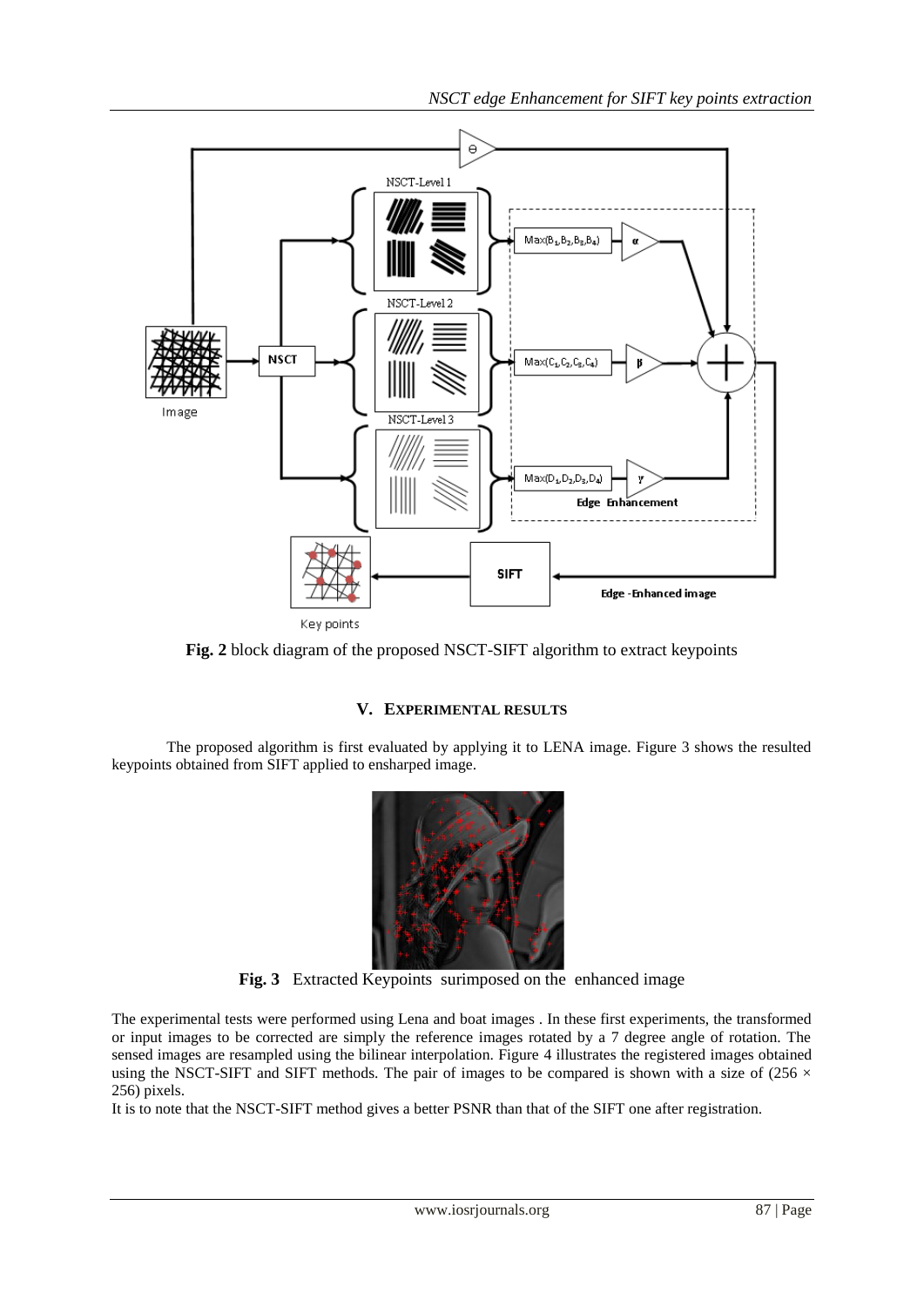**Fig. 2** block diagram of the proposed NSCT-SIFT algorithm to extract keypoints

## V. Experimental Results

The proposed algorithm is first evaluated by applying it to LENA image. Figure 3 shows the resulted keypoints obtained from SIFT applied to ensharped image.

**Fig. 3** Extracted Keypoints surimposed on the enhanced image

The experimental tests were performed using Lena and boat images . In these first experiments, the transformed or input images to be corrected are simply the reference images rotated by a 7 degree angle of rotation. The sensed images are resampled using the bilinear interpolation. Figure 4 illustrates the registered images obtained using the NSCT-SIFT and SIFT methods. The pair of images to be compared is shown with a size of ($256 \times 256$) pixels.

It is to note that the NSCT-SIFT method gives a better PSNR than that of the SIFT one after registration.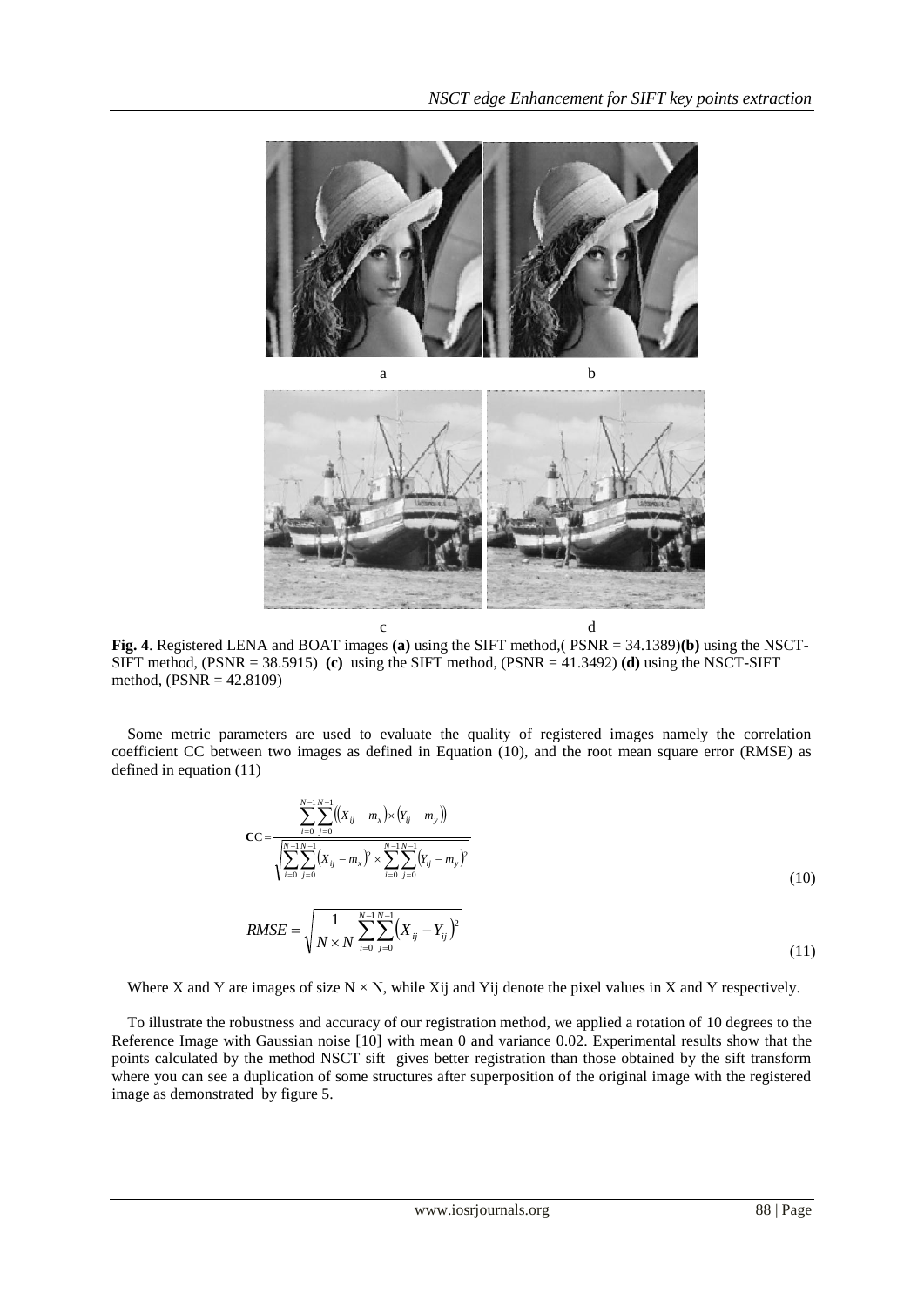a b

c d

**Fig. 4**. Registered LENA and BOAT images **(a)** using the SIFT method,( PSNR = 34.1389)**(b)** using the NSCT-SIFT method, (PSNR = 38.5915) **(c)** using the SIFT method, (PSNR = 41.3492) **(d)** using the NSCT-SIFT method, (PSNR = 42.8109)

Some metric parameters are used to evaluate the quality of registered images namely the correlation coefficient CC between two images as defined in Equation (10), and the root mean square error (RMSE) as defined in equation (11)

$$
CC = \frac{\sum_{i=0}^{N-1}\sum_{j=0}^{N-1}\left((X_{ij} - m_x)\times(Y_{ij} - m_y)\right)}{\sqrt{\sum_{i=0}^{N-1}\sum_{j=0}^{N-1}(X_{ij} - m_x)^2 \times \sum_{i=0}^{N-1}\sum_{j=0}^{N-1}(Y_{ij} - m_y)^2}} \tag{10}
$$

$$
RMSE = \sqrt{\frac{1}{N\times N}\sum_{i=0}^{N-1}\sum_{j=0}^{N-1}\left(X_{ij} - Y_{ij}\right)^2} \tag{11}
$$

Where X and Y are images of size $N \times N$, while Xij and Yij denote the pixel values in X and Y respectively.

To illustrate the robustness and accuracy of our registration method, we applied a rotation of 10 degrees to the Reference Image with Gaussian noise [10] with mean 0 and variance 0.02. Experimental results show that the points calculated by the method NSCT sift gives better registration than those obtained by the sift transform where you can see a duplication of some structures after superposition of the original image with the registered image as demonstrated by figure 5.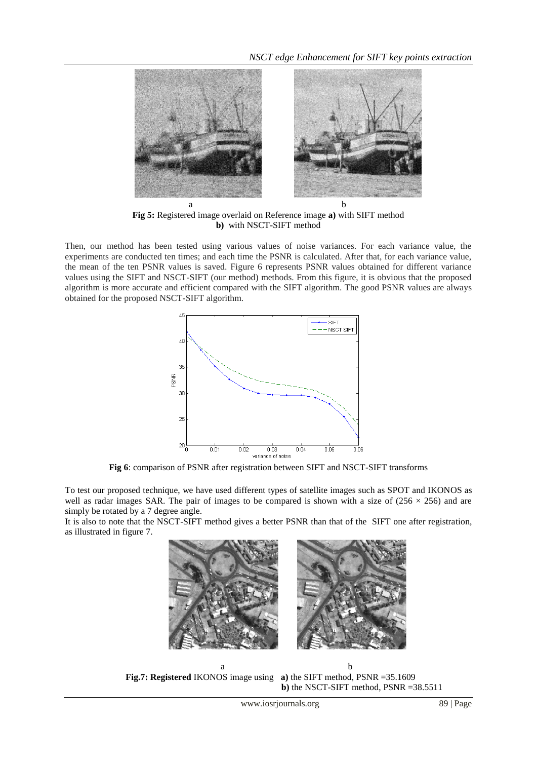Fig 5: Registered image overlaid on Reference image **a)** with SIFT method **b)** with NSCT-SIFT method

Then, our method has been tested using various values of noise variances. For each variance value, the experiments are conducted ten times; and each time the PSNR is calculated. After that, for each variance value, the mean of the ten PSNR values is saved. Figure 6 represents PSNR values obtained for different variance values using the SIFT and NSCT-SIFT (our method) methods. From this figure, it is obvious that the proposed algorithm is more accurate and efficient compared with the SIFT algorithm. The good PSNR values are always obtained for the proposed NSCT-SIFT algorithm.

**Fig 6**: comparison of PSNR after registration between SIFT and NSCT-SIFT transforms

To test our proposed technique, we have used different types of satellite images such as SPOT and IKONOS as well as radar images SAR. The pair of images to be compared is shown with a size of $(256 \times 256)$ and are simply be rotated by a 7 degree angle.

It is also to note that the NSCT-SIFT method gives a better PSNR than that of the SIFT one after registration, as illustrated in figure 7.

**Fig.7: Registered** IKONOS image using **a)** the SIFT method, PSNR =35.1609 **b)** the NSCT-SIFT method, PSNR =38.5511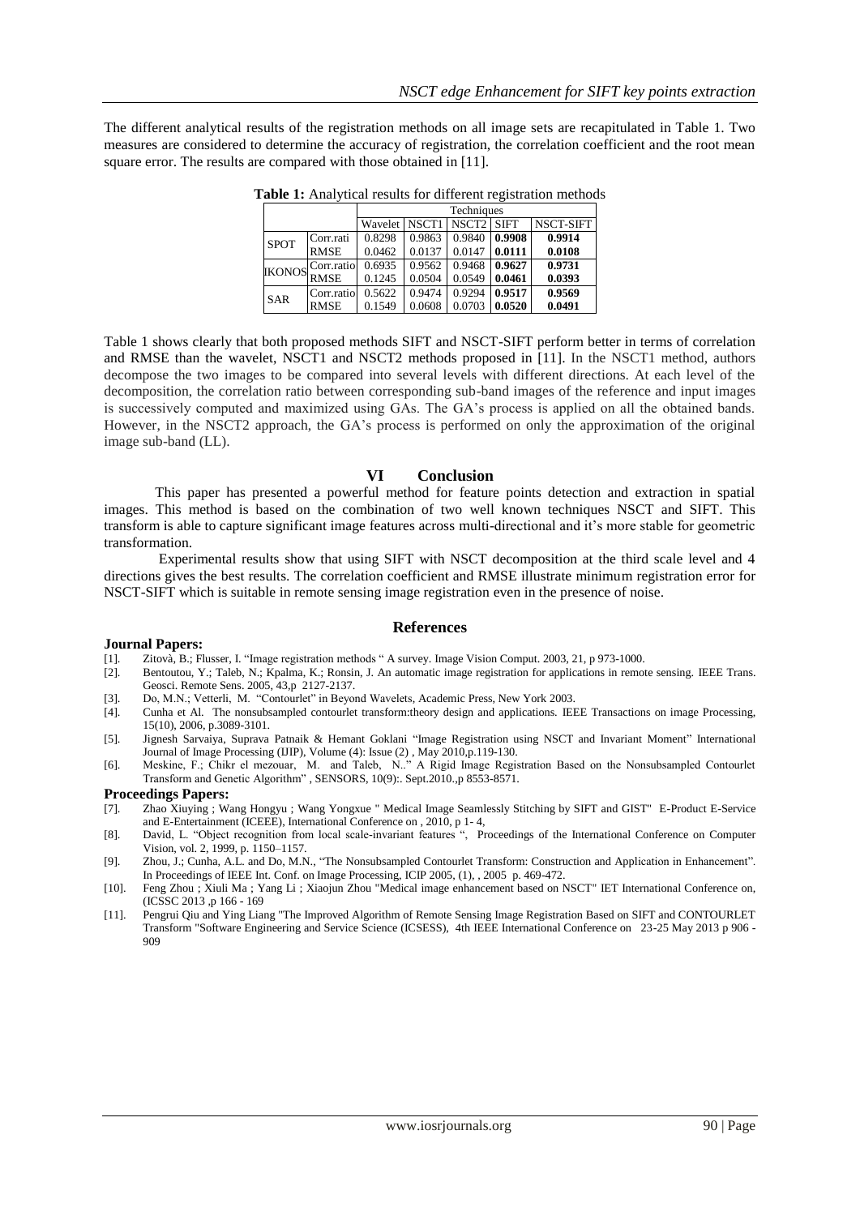The different analytical results of the registration methods on all image sets are recapitulated in Table 1. Two measures are considered to determine the accuracy of registration, the correlation coefficient and the root mean square error. The results are compared with those obtained in [11].

**Table 1:** Analytical results for different registration methods

| | | Techniques | | | | |
|---|---|---|---|---|---|---|
| | | Wavelet | NSCT1 | NSCT2 | SIFT | NSCT-SIFT |
| SPOT | Corr.rati | 0.8298 | 0.9863 | 0.9840 | **0.9908** | **0.9914** |
| | RMSE | 0.0462 | 0.0137 | 0.0147 | **0.0111** | **0.0108** |
| IKONOS | Corr.ratio | 0.6935 | 0.9562 | 0.9468 | **0.9627** | **0.9731** |
| | RMSE | 0.1245 | 0.0504 | 0.0549 | **0.0461** | **0.0393** |
| SAR | Corr.ratio | 0.5622 | 0.9474 | 0.9294 | **0.9517** | **0.9569** |
| | RMSE | 0.1549 | 0.0608 | 0.0703 | **0.0520** | **0.0491** |

Table 1 shows clearly that both proposed methods SIFT and NSCT-SIFT perform better in terms of correlation and RMSE than the wavelet, NSCT1 and NSCT2 methods proposed in [11]. In the NSCT1 method, authors decompose the two images to be compared into several levels with different directions. At each level of the decomposition, the correlation ratio between corresponding sub-band images of the reference and input images is successively computed and maximized using GAs. The GA's process is applied on all the obtained bands. However, in the NSCT2 approach, the GA's process is performed on only the approximation of the original image sub-band (LL).

## VI Conclusion

This paper has presented a powerful method for feature points detection and extraction in spatial images. This method is based on the combination of two well known techniques NSCT and SIFT. This transform is able to capture significant image features across multi-directional and it's more stable for geometric transformation.

Experimental results show that using SIFT with NSCT decomposition at the third scale level and 4 directions gives the best results. The correlation coefficient and RMSE illustrate minimum registration error for NSCT-SIFT which is suitable in remote sensing image registration even in the presence of noise.

## References

**Journal Papers:**

[1]. Zitovà, B.; Flusser, I. "Image registration methods " A survey. Image Vision Comput. 2003, 21, p 973-1000.

[2]. Bentoutou, Y.; Taleb, N.; Kpalma, K.; Ronsin, J. An automatic image registration for applications in remote sensing. IEEE Trans. Geosci. Remote Sens. 2005, 43,p 2127-2137.

[3]. Do, M.N.; Vetterli, M. "Contourlet" in Beyond Wavelets, Academic Press, New York 2003.

[4]. Cunha et Al. The nonsubsampled contourlet transform:theory design and applications. IEEE Transactions on image Processing, 15(10), 2006, p.3089-3101.

[5]. Jignesh Sarvaiya, Suprava Patnaik & Hemant Goklani "Image Registration using NSCT and Invariant Moment" International Journal of Image Processing (IJIP), Volume (4): Issue (2) , May 2010,p.119-130.

[6]. Meskine, F.; Chikr el mezouar, M. and Taleb, N.." A Rigid Image Registration Based on the Nonsubsampled Contourlet Transform and Genetic Algorithm" , SENSORS, 10(9):. Sept.2010.,p 8553-8571.

**Proceedings Papers:**

[7]. Zhao Xiuying ; Wang Hongyu ; Wang Yongxue " Medical Image Seamlessly Stitching by SIFT and GIST" E-Product E-Service and E-Entertainment (ICEEE), International Conference on , 2010, p 1- 4,

[8]. David, L. "Object recognition from local scale-invariant features ", Proceedings of the International Conference on Computer Vision, vol. 2, 1999, p. 1150–1157.

[9]. Zhou, J.; Cunha, A.L. and Do, M.N., "The Nonsubsampled Contourlet Transform: Construction and Application in Enhancement". In Proceedings of IEEE Int. Conf. on Image Processing, ICIP 2005, (1), , 2005 p. 469-472.

[10]. Feng Zhou ; Xiuli Ma ; Yang Li ; Xiaojun Zhou "Medical image enhancement based on NSCT" IET International Conference on, (ICSSC 2013 ,p 166 - 169

[11]. Pengrui Qiu and Ying Liang "The Improved Algorithm of Remote Sensing Image Registration Based on SIFT and CONTOURLET Transform "Software Engineering and Service Science (ICSESS), 4th IEEE International Conference on 23-25 May 2013 p 906 - 909